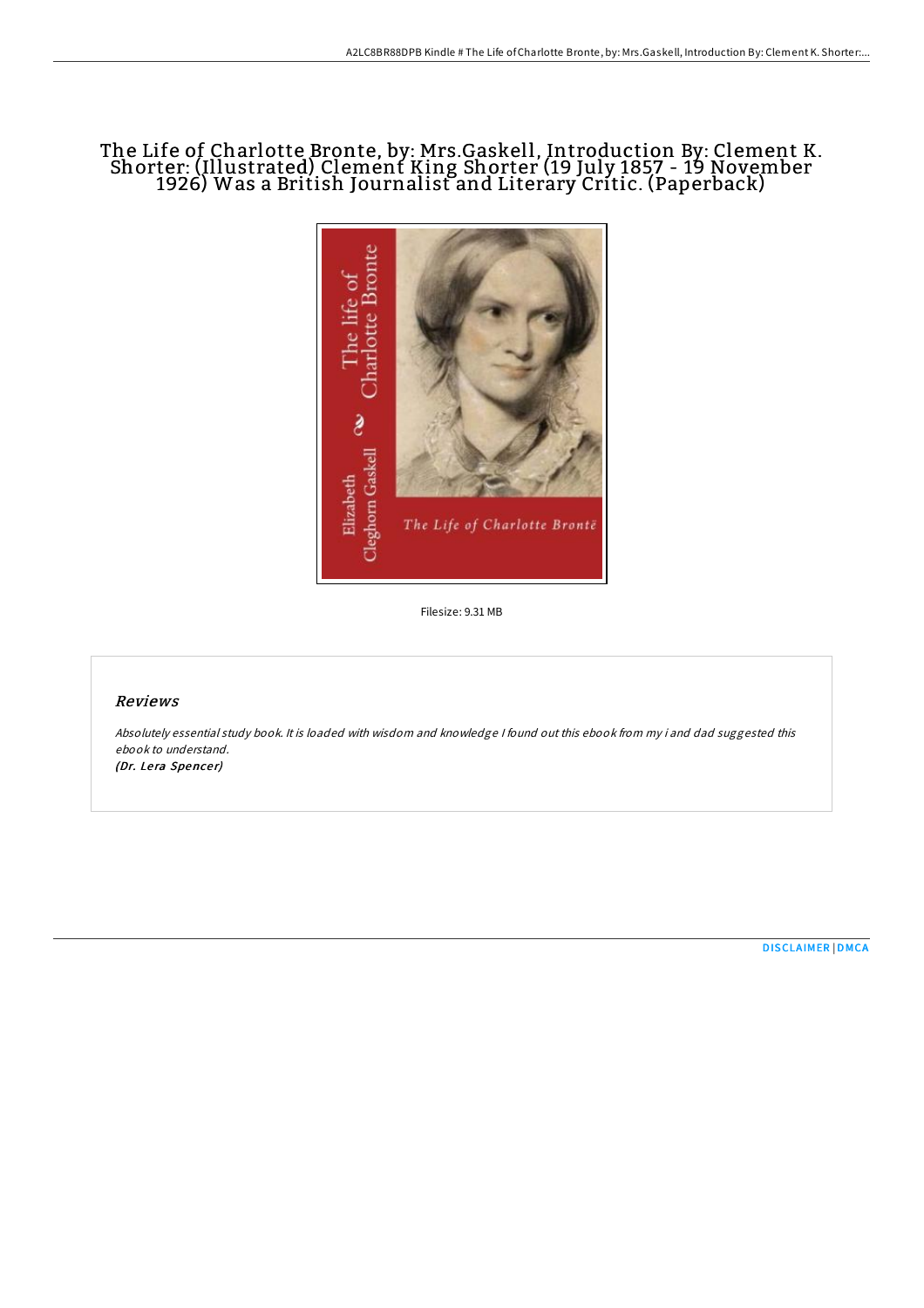# The Life of Charlotte Bronte, by: Mrs.Gaskell, Introduction By: Clement K. Shorter: (Illustrated) Clement King Shorter (19 July 1857 - 19 November 1926) Was a British Journalist and Literary Critic. (Paperback)

Filesize: 9.31 MB

## Reviews

*Absolutely essential study book. It is loaded with wisdom and knowledge I found out this ebook from my i and dad suggested this ebook to understand.*

*(Dr. Lera Spencer)*

DISCLAIMER | DMCA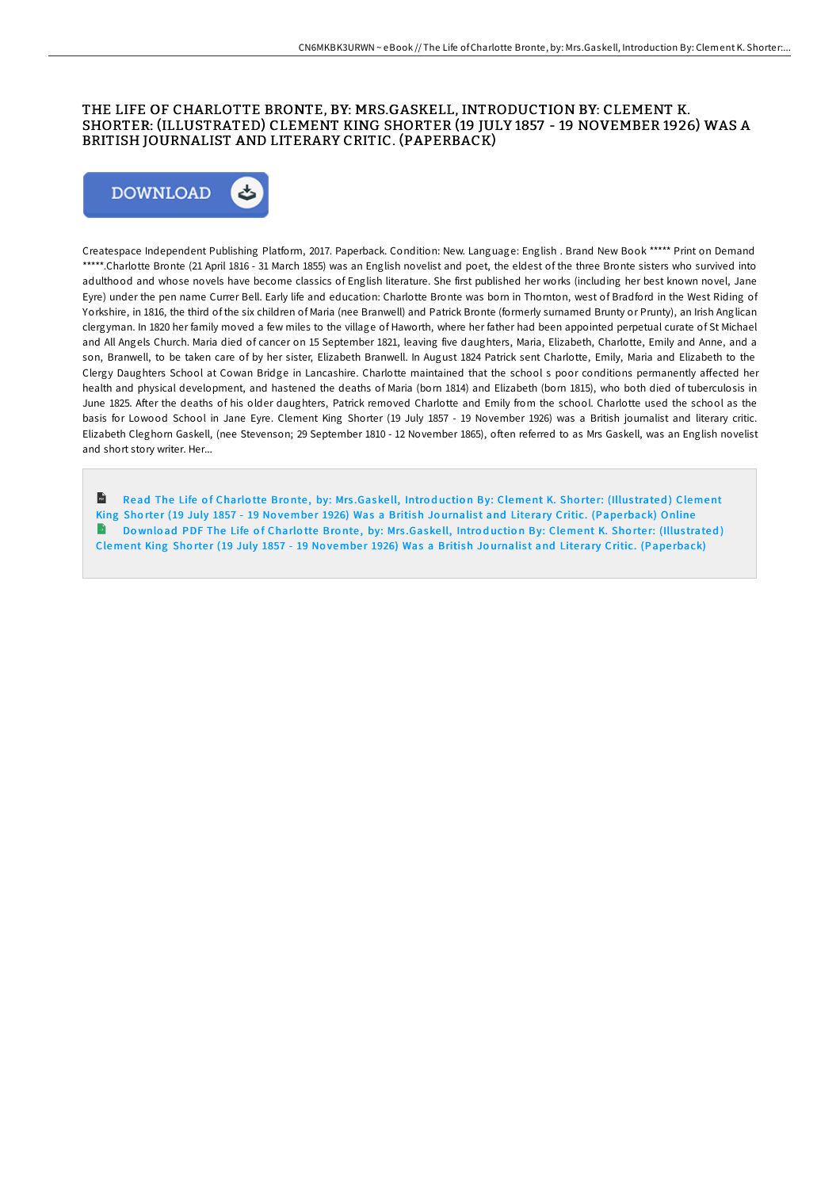# THE LIFE OF CHARLOTTE BRONTE, BY: MRS.GASKELL, INTRODUCTION BY: CLEMENT K. SHORTER: (ILLUSTRATED) CLEMENT KING SHORTER (19 JULY 1857 - 19 NOVEMBER 1926) WAS A BRITISH JOURNALIST AND LITERARY CRITIC. (PAPERBACK)

DOWNLOAD

Createspace Independent Publishing Platform, 2017. Paperback. Condition: New. Language: English . Brand New Book ***** Print on Demand *****.Charlotte Bronte (21 April 1816 - 31 March 1855) was an English novelist and poet, the eldest of the three Bronte sisters who survived into adulthood and whose novels have become classics of English literature. She first published her works (including her best known novel, Jane Eyre) under the pen name Currer Bell. Early life and education: Charlotte Bronte was born in Thornton, west of Bradford in the West Riding of Yorkshire, in 1816, the third of the six children of Maria (nee Branwell) and Patrick Bronte (formerly surnamed Brunty or Prunty), an Irish Anglican clergyman. In 1820 her family moved a few miles to the village of Haworth, where her father had been appointed perpetual curate of St Michael and All Angels Church. Maria died of cancer on 15 September 1821, leaving five daughters, Maria, Elizabeth, Charlotte, Emily and Anne, and a son, Branwell, to be taken care of by her sister, Elizabeth Branwell. In August 1824 Patrick sent Charlotte, Emily, Maria and Elizabeth to the Clergy Daughters School at Cowan Bridge in Lancashire. Charlotte maintained that the school s poor conditions permanently affected her health and physical development, and hastened the deaths of Maria (born 1814) and Elizabeth (born 1815), who both died of tuberculosis in June 1825. After the deaths of his older daughters, Patrick removed Charlotte and Emily from the school. Charlotte used the school as the basis for Lowood School in Jane Eyre. Clement King Shorter (19 July 1857 - 19 November 1926) was a British journalist and literary critic. Elizabeth Cleghorn Gaskell, (nee Stevenson; 29 September 1810 - 12 November 1865), often referred to as Mrs Gaskell, was an English novelist and short story writer. Her...

Read The Life of Charlotte Bronte, by: Mrs.Gaskell, Introduction By: Clement K. Shorter: (Illustrated) Clement King Shorter (19 July 1857 - 19 November 1926) Was a British Journalist and Literary Critic. (Paperback) Online

Download PDF The Life of Charlotte Bronte, by: Mrs.Gaskell, Introduction By: Clement K. Shorter: (Illustrated) Clement King Shorter (19 July 1857 - 19 November 1926) Was a British Journalist and Literary Critic. (Paperback)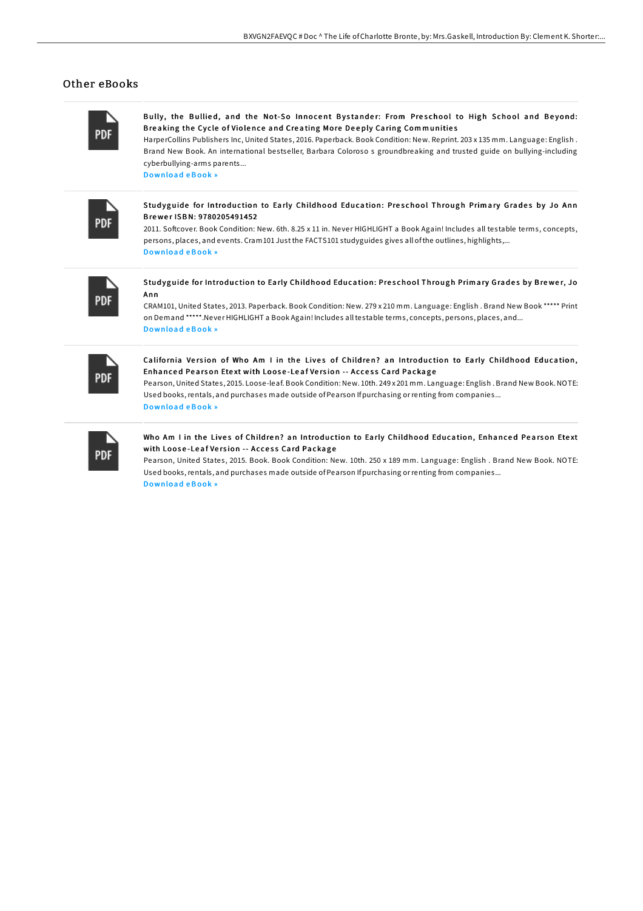## Other eBooks

**Bully, the Bullied, and the Not-So Innocent Bystander: From Preschool to High School and Beyond: Breaking the Cycle of Violence and Creating More Deeply Caring Communities**

HarperCollins Publishers Inc, United States, 2016. Paperback. Book Condition: New. Reprint. 203 x 135 mm. Language: English . Brand New Book. An international bestseller, Barbara Coloroso s groundbreaking and trusted guide on bullying-including cyberbullying-arms parents...

Download eBook »

**Studyguide for Introduction to Early Childhood Education: Preschool Through Primary Grades by Jo Ann Brewer ISBN: 9780205491452**

2011. Softcover. Book Condition: New. 6th. 8.25 x 11 in. Never HIGHLIGHT a Book Again! Includes all testable terms, concepts, persons, places, and events. Cram101 Just the FACTS101 studyguides gives all of the outlines, highlights,...

Download eBook »

**Studyguide for Introduction to Early Childhood Education: Preschool Through Primary Grades by Brewer, Jo Ann**

CRAM101, United States, 2013. Paperback. Book Condition: New. 279 x 210 mm. Language: English . Brand New Book ***** Print on Demand *****.Never HIGHLIGHT a Book Again! Includes all testable terms, concepts, persons, places, and...

Download eBook »

**California Version of Who Am I in the Lives of Children? an Introduction to Early Childhood Education, Enhanced Pearson Etext with Loose-Leaf Version -- Access Card Package**

Pearson, United States, 2015. Loose-leaf. Book Condition: New. 10th. 249 x 201 mm. Language: English . Brand New Book. NOTE: Used books, rentals, and purchases made outside of Pearson If purchasing or renting from companies...

Download eBook »

**Who Am I in the Lives of Children? an Introduction to Early Childhood Education, Enhanced Pearson Etext with Loose-Leaf Version -- Access Card Package**

Pearson, United States, 2015. Book. Book Condition: New. 10th. 250 x 189 mm. Language: English . Brand New Book. NOTE: Used books, rentals, and purchases made outside of Pearson If purchasing or renting from companies...

Download eBook »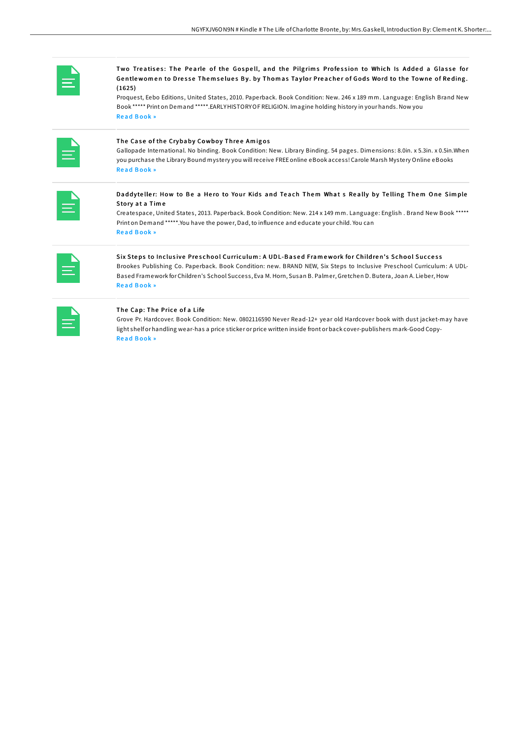### Two Treatises: The Pearle of the Gospell, and the Pilgrims Profession to Which Is Added a Glasse for Gentlewomen to Dresse Themselues By. by Thomas Taylor Preacher of Gods Word to the Towne of Reding. (1625)

Proquest, Eebo Editions, United States, 2010. Paperback. Book Condition: New. 246 x 189 mm. Language: English Brand New Book ***** Print on Demand *****.EARLY HISTORY OF RELIGION. Imagine holding history in your hands. Now you

Read Book »

### The Case of the Crybaby Cowboy Three Amigos

Gallopade International. No binding. Book Condition: New. Library Binding. 54 pages. Dimensions: 8.0in. x 5.3in. x 0.5in.When you purchase the Library Bound mystery you will receive FREE online eBook access! Carole Marsh Mystery Online eBooks

Read Book »

### Daddyteller: How to Be a Hero to Your Kids and Teach Them What s Really by Telling Them One Simple Story at a Time

Createspace, United States, 2013. Paperback. Book Condition: New. 214 x 149 mm. Language: English . Brand New Book ***** Print on Demand *****.You have the power, Dad, to influence and educate your child. You can

Read Book »

### Six Steps to Inclusive Preschool Curriculum: A UDL-Based Framework for Children's School Success

Brookes Publishing Co. Paperback. Book Condition: new. BRAND NEW, Six Steps to Inclusive Preschool Curriculum: A UDL-Based Framework for Children's School Success, Eva M. Horn, Susan B. Palmer, Gretchen D. Butera, Joan A. Lieber, How

Read Book »

### The Cap: The Price of a Life

Grove Pr. Hardcover. Book Condition: New. 0802116590 Never Read-12+ year old Hardcover book with dust jacket-may have light shelf or handling wear-has a price sticker or price written inside front or back cover-publishers mark-Good Copy-

Read Book »